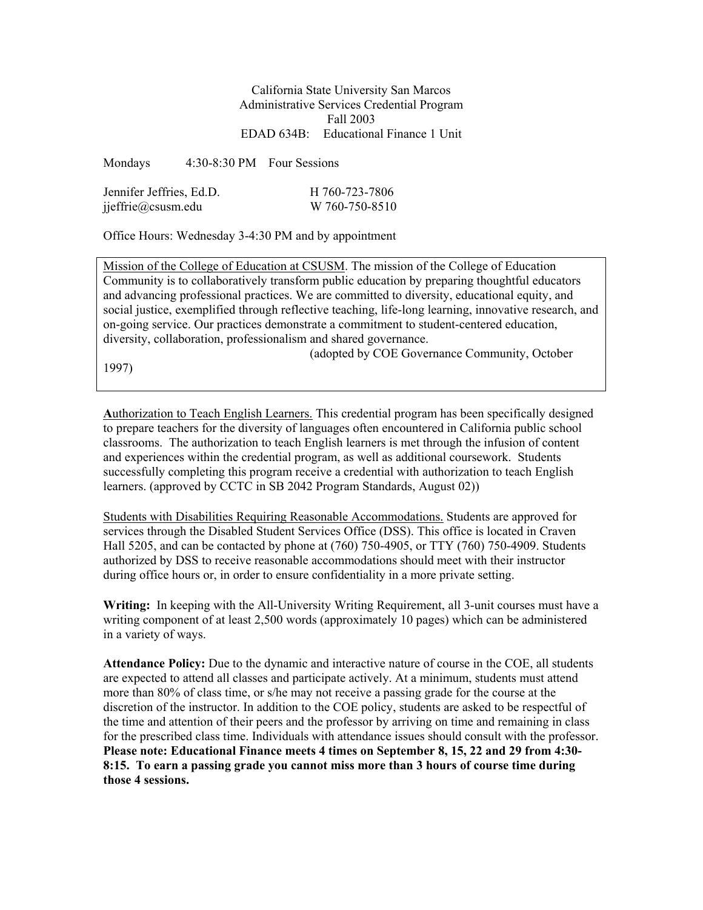California State University San Marcos
Administrative Services Credential Program
Fall 2003
EDAD 634B: Educational Finance 1 Unit

Mondays 4:30-8:30 PM Four Sessions

Jennifer Jeffries, Ed.D. H 760-723-7806
jjeffrie@csusm.edu W 760-750-8510

Office Hours: Wednesday 3-4:30 PM and by appointment

Mission of the College of Education at CSUSM. The mission of the College of Education Community is to collaboratively transform public education by preparing thoughtful educators and advancing professional practices. We are committed to diversity, educational equity, and social justice, exemplified through reflective teaching, life-long learning, innovative research, and on-going service. Our practices demonstrate a commitment to student-centered education, diversity, collaboration, professionalism and shared governance.
(adopted by COE Governance Community, October 1997)

**A**uthorization to Teach English Learners. This credential program has been specifically designed to prepare teachers for the diversity of languages often encountered in California public school classrooms. The authorization to teach English learners is met through the infusion of content and experiences within the credential program, as well as additional coursework. Students successfully completing this program receive a credential with authorization to teach English learners. (approved by CCTC in SB 2042 Program Standards, August 02))

Students with Disabilities Requiring Reasonable Accommodations. Students are approved for services through the Disabled Student Services Office (DSS). This office is located in Craven Hall 5205, and can be contacted by phone at (760) 750-4905, or TTY (760) 750-4909. Students authorized by DSS to receive reasonable accommodations should meet with their instructor during office hours or, in order to ensure confidentiality in a more private setting.

**Writing:** In keeping with the All-University Writing Requirement, all 3-unit courses must have a writing component of at least 2,500 words (approximately 10 pages) which can be administered in a variety of ways.

**Attendance Policy:** Due to the dynamic and interactive nature of course in the COE, all students are expected to attend all classes and participate actively. At a minimum, students must attend more than 80% of class time, or s/he may not receive a passing grade for the course at the discretion of the instructor. In addition to the COE policy, students are asked to be respectful of the time and attention of their peers and the professor by arriving on time and remaining in class for the prescribed class time. Individuals with attendance issues should consult with the professor. **Please note: Educational Finance meets 4 times on September 8, 15, 22 and 29 from 4:30-8:15. To earn a passing grade you cannot miss more than 3 hours of course time during those 4 sessions.**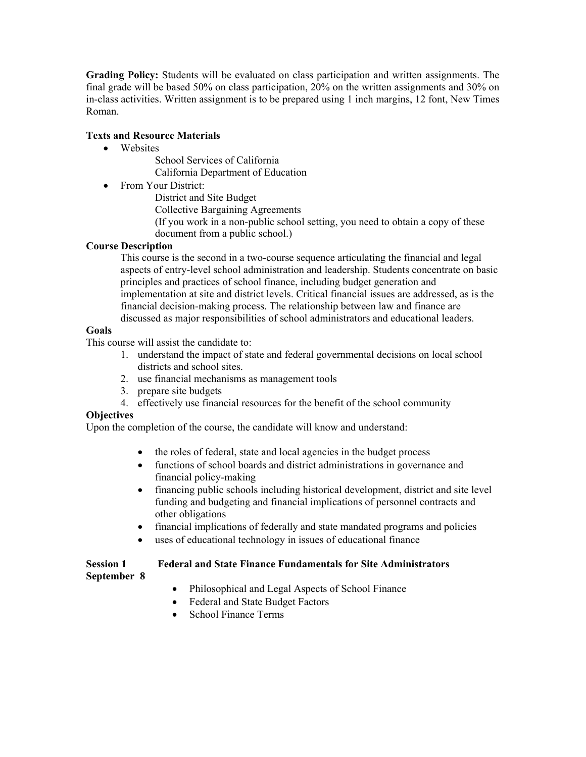**Grading Policy:** Students will be evaluated on class participation and written assignments. The final grade will be based 50% on class participation, 20% on the written assignments and 30% on in-class activities. Written assignment is to be prepared using 1 inch margins, 12 font, New Times Roman.

**Texts and Resource Materials**

- Websites
  - School Services of California
  - California Department of Education
- From Your District:
  - District and Site Budget
  - Collective Bargaining Agreements
  - (If you work in a non-public school setting, you need to obtain a copy of these document from a public school.)

**Course Description**

This course is the second in a two-course sequence articulating the financial and legal aspects of entry-level school administration and leadership. Students concentrate on basic principles and practices of school finance, including budget generation and implementation at site and district levels. Critical financial issues are addressed, as is the financial decision-making process. The relationship between law and finance are discussed as major responsibilities of school administrators and educational leaders.

**Goals**

This course will assist the candidate to:

1. understand the impact of state and federal governmental decisions on local school districts and school sites.
2. use financial mechanisms as management tools
3. prepare site budgets
4. effectively use financial resources for the benefit of the school community

**Objectives**

Upon the completion of the course, the candidate will know and understand:

- the roles of federal, state and local agencies in the budget process
- functions of school boards and district administrations in governance and financial policy-making
- financing public schools including historical development, district and site level funding and budgeting and financial implications of personnel contracts and other obligations
- financial implications of federally and state mandated programs and policies
- uses of educational technology in issues of educational finance

**Session 1** **Federal and State Finance Fundamentals for Site Administrators**
**September 8**

- Philosophical and Legal Aspects of School Finance
- Federal and State Budget Factors
- School Finance Terms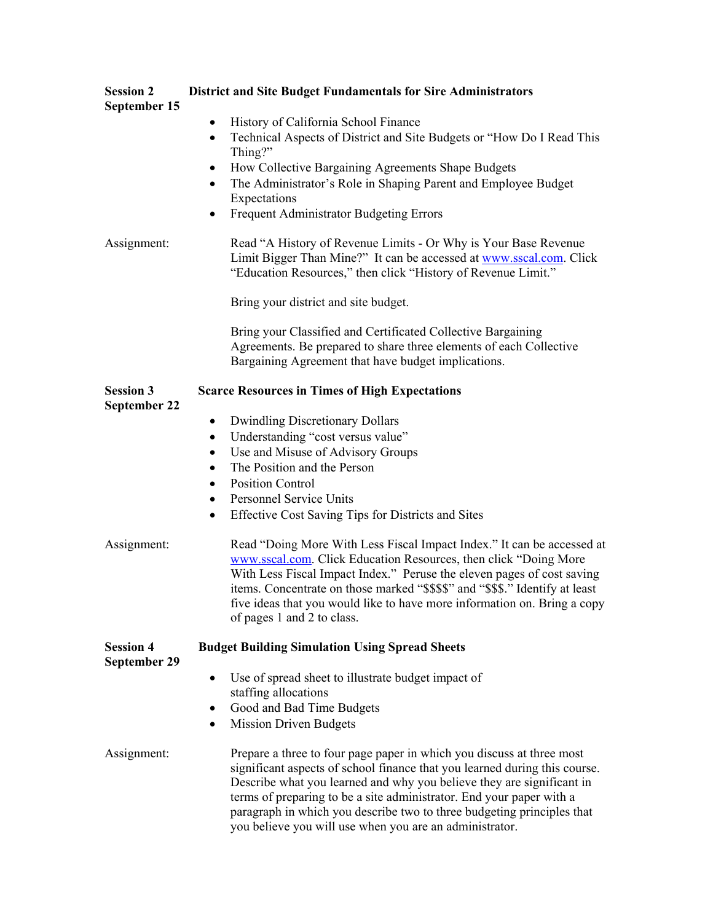**Session 2**
**September 15**

**District and Site Budget Fundamentals for Sire Administrators**

- History of California School Finance
- Technical Aspects of District and Site Budgets or "How Do I Read This Thing?"
- How Collective Bargaining Agreements Shape Budgets
- The Administrator's Role in Shaping Parent and Employee Budget Expectations
- Frequent Administrator Budgeting Errors

Assignment:

Read "A History of Revenue Limits - Or Why is Your Base Revenue Limit Bigger Than Mine?" It can be accessed at www.sscal.com. Click "Education Resources," then click "History of Revenue Limit."

Bring your district and site budget.

Bring your Classified and Certificated Collective Bargaining Agreements. Be prepared to share three elements of each Collective Bargaining Agreement that have budget implications.

**Session 3**
**September 22**

**Scarce Resources in Times of High Expectations**

- Dwindling Discretionary Dollars
- Understanding "cost versus value"
- Use and Misuse of Advisory Groups
- The Position and the Person
- Position Control
- Personnel Service Units
- Effective Cost Saving Tips for Districts and Sites

Assignment:

Read "Doing More With Less Fiscal Impact Index." It can be accessed at www.sscal.com. Click Education Resources, then click "Doing More With Less Fiscal Impact Index." Peruse the eleven pages of cost saving items. Concentrate on those marked "$$$$" and "$$$." Identify at least five ideas that you would like to have more information on. Bring a copy of pages 1 and 2 to class.

**Session 4**
**September 29**

**Budget Building Simulation Using Spread Sheets**

- Use of spread sheet to illustrate budget impact of staffing allocations
- Good and Bad Time Budgets
- Mission Driven Budgets

Assignment:

Prepare a three to four page paper in which you discuss at three most significant aspects of school finance that you learned during this course. Describe what you learned and why you believe they are significant in terms of preparing to be a site administrator. End your paper with a paragraph in which you describe two to three budgeting principles that you believe you will use when you are an administrator.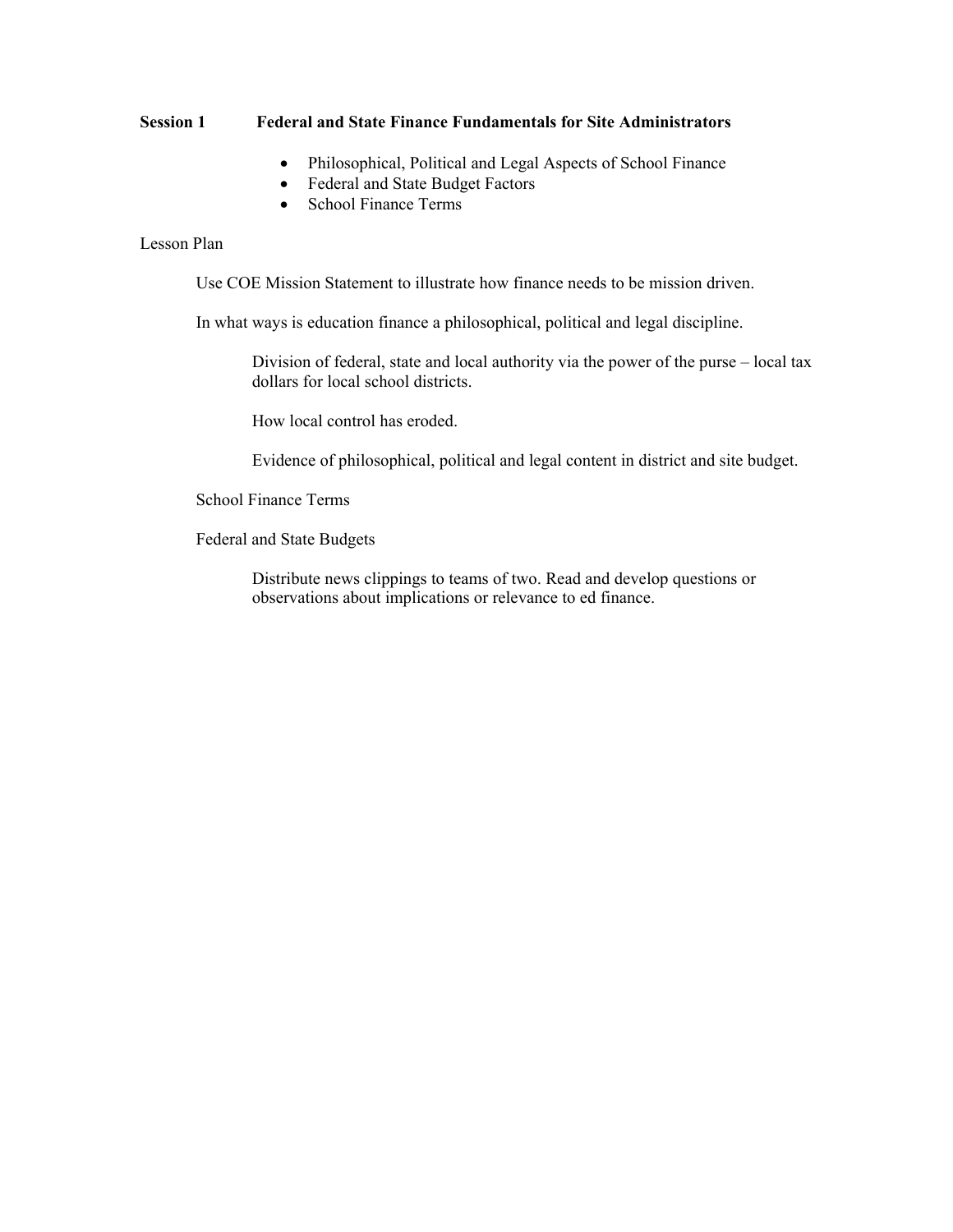**Session 1 Federal and State Finance Fundamentals for Site Administrators**

- Philosophical, Political and Legal Aspects of School Finance
- Federal and State Budget Factors
- School Finance Terms

Lesson Plan

Use COE Mission Statement to illustrate how finance needs to be mission driven.

In what ways is education finance a philosophical, political and legal discipline.

> Division of federal, state and local authority via the power of the purse – local tax dollars for local school districts.
>
> How local control has eroded.
>
> Evidence of philosophical, political and legal content in district and site budget.

School Finance Terms

Federal and State Budgets

> Distribute news clippings to teams of two. Read and develop questions or observations about implications or relevance to ed finance.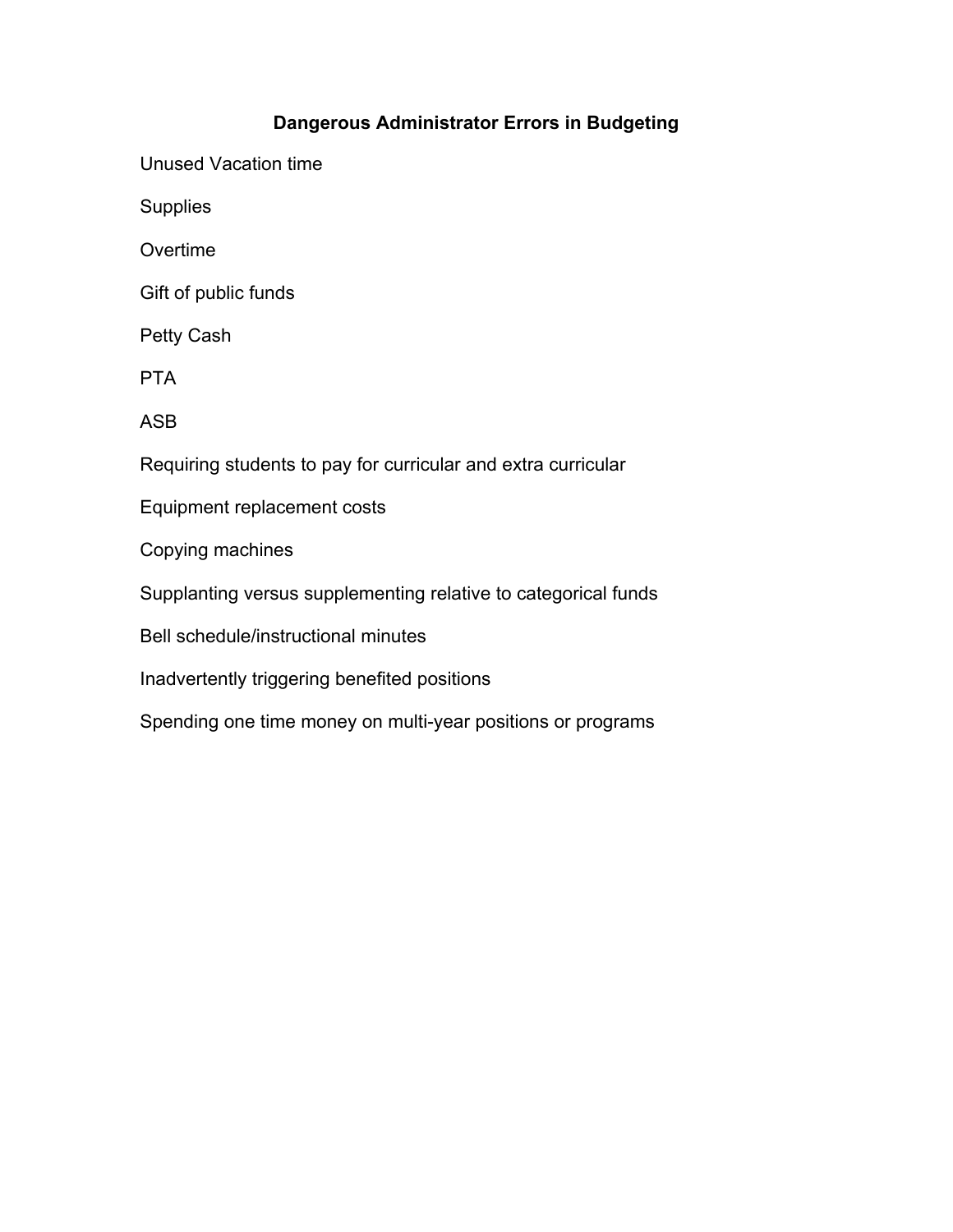# Dangerous Administrator Errors in Budgeting

Unused Vacation time

Supplies

Overtime

Gift of public funds

Petty Cash

PTA

ASB

Requiring students to pay for curricular and extra curricular

Equipment replacement costs

Copying machines

Supplanting versus supplementing relative to categorical funds

Bell schedule/instructional minutes

Inadvertently triggering benefited positions

Spending one time money on multi-year positions or programs